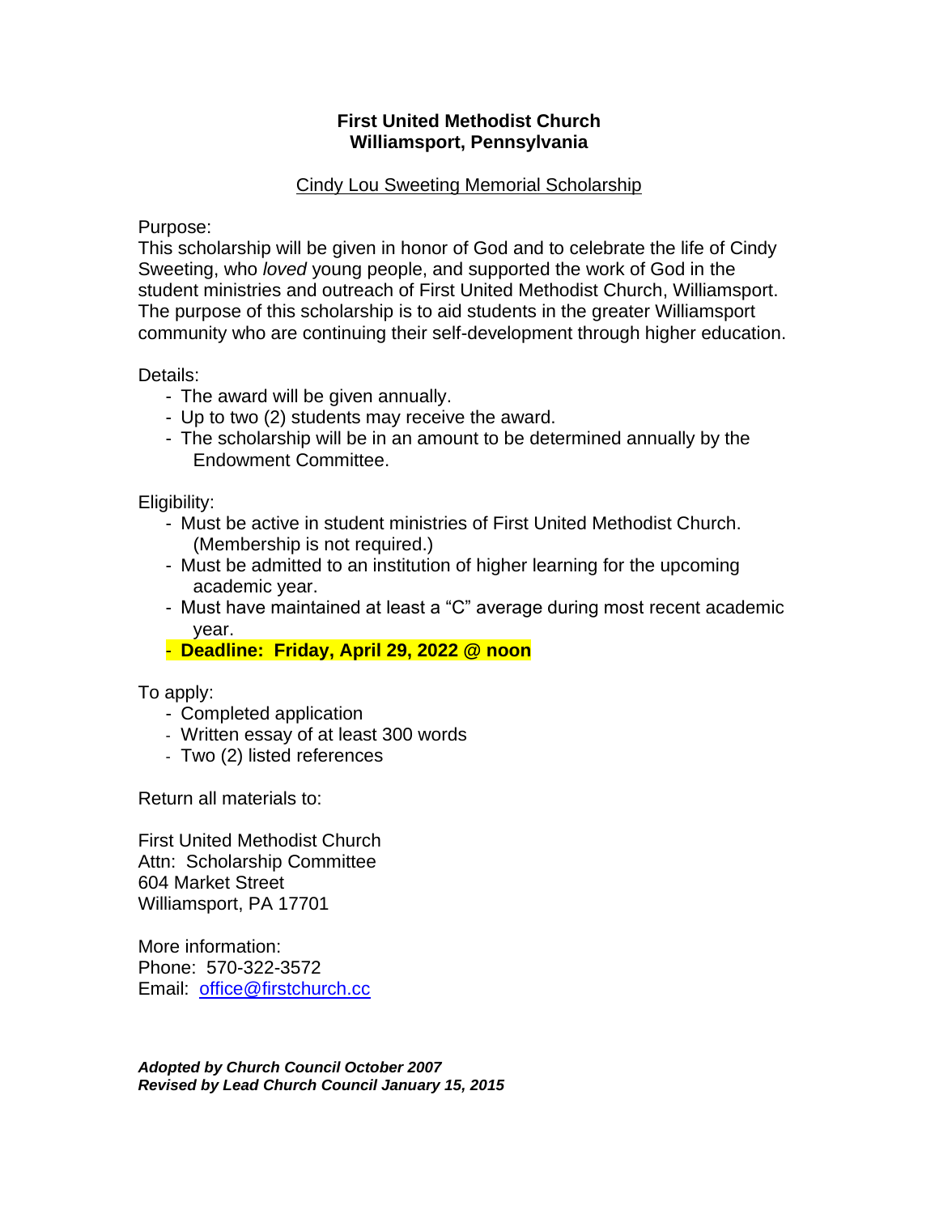**First United Methodist Church**
**Williamsport, Pennsylvania**

Cindy Lou Sweeting Memorial Scholarship

Purpose:
This scholarship will be given in honor of God and to celebrate the life of Cindy Sweeting, who *loved* young people, and supported the work of God in the student ministries and outreach of First United Methodist Church, Williamsport. The purpose of this scholarship is to aid students in the greater Williamsport community who are continuing their self-development through higher education.

Details:
- The award will be given annually.
- Up to two (2) students may receive the award.
- The scholarship will be in an amount to be determined annually by the Endowment Committee.

Eligibility:
- Must be active in student ministries of First United Methodist Church. (Membership is not required.)
- Must be admitted to an institution of higher learning for the upcoming academic year.
- Must have maintained at least a "C" average during most recent academic year.
- **Deadline: Friday, April 29, 2022 @ noon**

To apply:
- Completed application
- Written essay of at least 300 words
- Two (2) listed references

Return all materials to:

First United Methodist Church
Attn: Scholarship Committee
604 Market Street
Williamsport, PA 17701

More information:
Phone: 570-322-3572
Email: office@firstchurch.cc

***Adopted by Church Council October 2007***
***Revised by Lead Church Council January 15, 2015***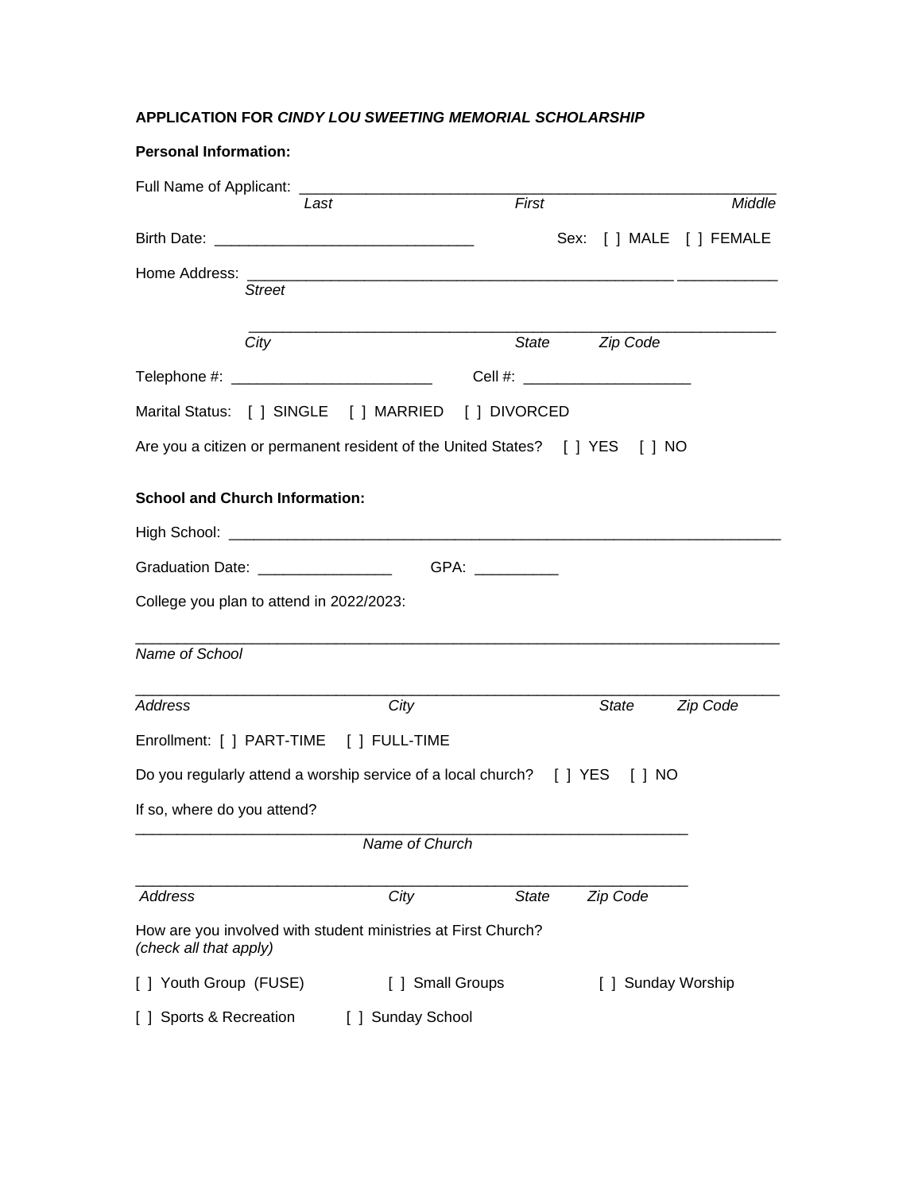**APPLICATION FOR *CINDY LOU SWEETING MEMORIAL SCHOLARSHIP***

**Personal Information:**

Full Name of Applicant: ___________________________________________________________
*Last* *First* *Middle*

Birth Date: ________________________________ Sex: [ ] MALE [ ] FEMALE

Home Address: _____________________________________________________ ____________
*Street*

_________________________________________________________________
*City* *State* *Zip Code*

Telephone #: _________________________ Cell #: ____________________

Marital Status: [ ] SINGLE [ ] MARRIED [ ] DIVORCED

Are you a citizen or permanent resident of the United States? [ ] YES [ ] NO

**School and Church Information:**

High School: ______________________________________________________________________

Graduation Date: ________________ GPA: __________

College you plan to attend in 2022/2023:

_______________________________________________________________________________
*Name of School*

_______________________________________________________________________________
*Address* *City* *State* *Zip Code*

Enrollment: [ ] PART-TIME [ ] FULL-TIME

Do you regularly attend a worship service of a local church? [ ] YES [ ] NO

If so, where do you attend?

____________________________________________________________________
*Name of Church*

____________________________________________________________________
*Address* *City* *State* *Zip Code*

How are you involved with student ministries at First Church?
*(check all that apply)*

[ ] Youth Group (FUSE) [ ] Small Groups [ ] Sunday Worship

[ ] Sports & Recreation [ ] Sunday School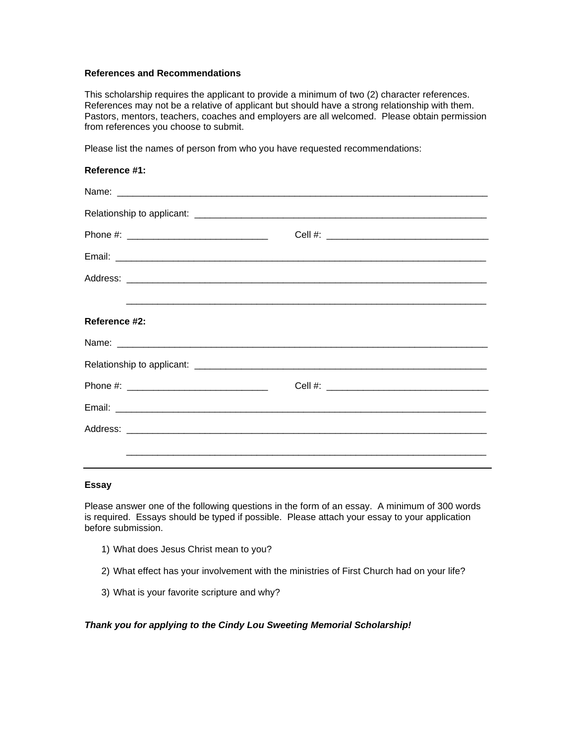**References and Recommendations**

This scholarship requires the applicant to provide a minimum of two (2) character references. References may not be a relative of applicant but should have a strong relationship with them. Pastors, mentors, teachers, coaches and employers are all welcomed. Please obtain permission from references you choose to submit.

Please list the names of person from who you have requested recommendations:

**Reference #1:**

Name: ___________________________________________________________________________

Relationship to applicant: ___________________________________________________________

Phone #: ___________________________ Cell #: _______________________________

Email: ___________________________________________________________________________

Address: _________________________________________________________________________

_________________________________________________________________________

**Reference #2:**

Name: ___________________________________________________________________________

Relationship to applicant: ___________________________________________________________

Phone #: ___________________________ Cell #: _______________________________

Email: ___________________________________________________________________________

Address: _________________________________________________________________________

_________________________________________________________________________

---

**Essay**

Please answer one of the following questions in the form of an essay. A minimum of 300 words is required. Essays should be typed if possible. Please attach your essay to your application before submission.

1) What does Jesus Christ mean to you?

2) What effect has your involvement with the ministries of First Church had on your life?

3) What is your favorite scripture and why?

***Thank you for applying to the Cindy Lou Sweeting Memorial Scholarship!***